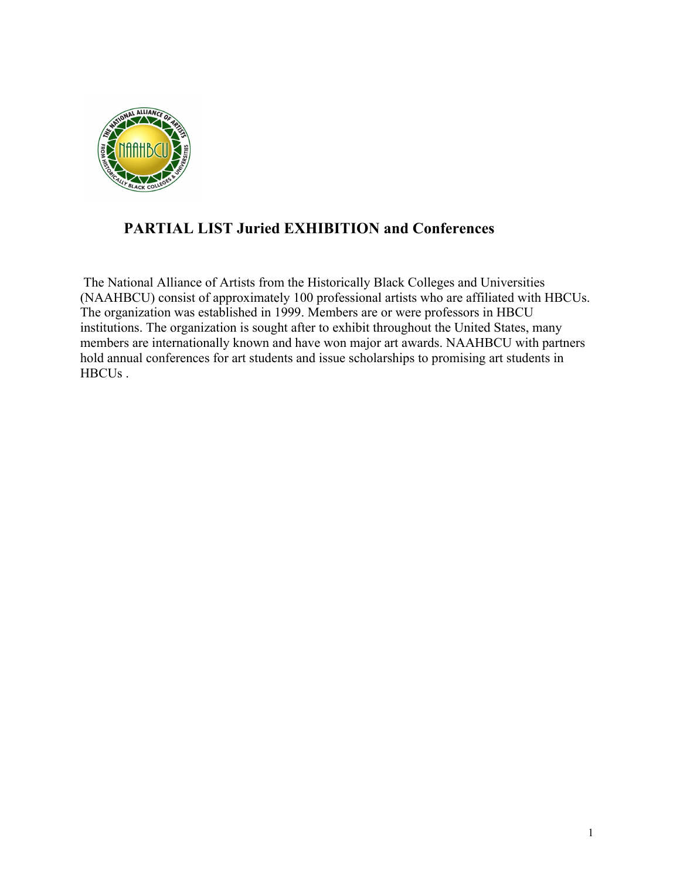# PARTIAL LIST Juried EXHIBITION and Conferences

The National Alliance of Artists from the Historically Black Colleges and Universities (NAAHBCU) consist of approximately 100 professional artists who are affiliated with HBCUs. The organization was established in 1999. Members are or were professors in HBCU institutions. The organization is sought after to exhibit throughout the United States, many members are internationally known and have won major art awards. NAAHBCU with partners hold annual conferences for art students and issue scholarships to promising art students in HBCUs .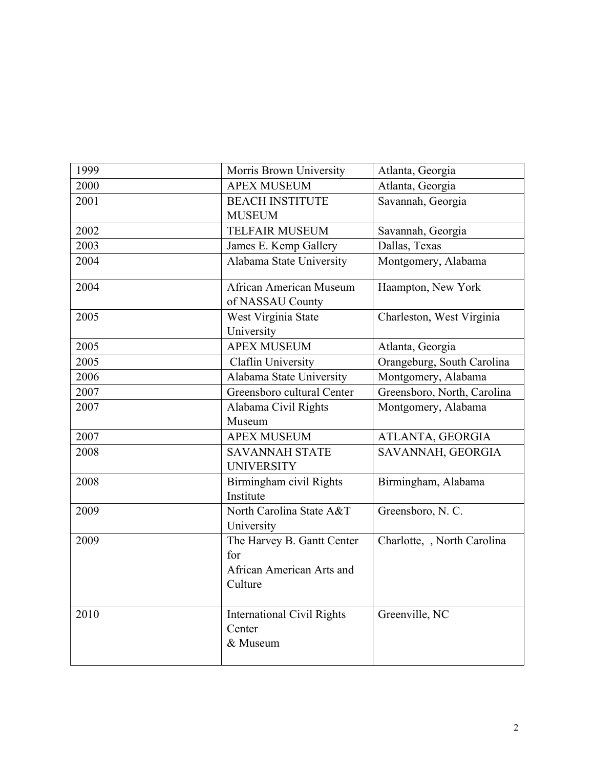| 1999 | Morris Brown University | Atlanta, Georgia |
|---|---|---|
| 2000 | APEX MUSEUM | Atlanta, Georgia |
| 2001 | BEACH INSTITUTE MUSEUM | Savannah, Georgia |
| 2002 | TELFAIR MUSEUM | Savannah, Georgia |
| 2003 | James E. Kemp Gallery | Dallas, Texas |
| 2004 | Alabama State University | Montgomery, Alabama |
| 2004 | African American Museum of NASSAU County | Haampton, New York |
| 2005 | West Virginia State University | Charleston, West Virginia |
| 2005 | APEX MUSEUM | Atlanta, Georgia |
| 2005 | Claflin University | Orangeburg, South Carolina |
| 2006 | Alabama State University | Montgomery, Alabama |
| 2007 | Greensboro cultural Center | Greensboro, North, Carolina |
| 2007 | Alabama Civil Rights Museum | Montgomery, Alabama |
| 2007 | APEX MUSEUM | ATLANTA, GEORGIA |
| 2008 | SAVANNAH STATE UNIVERSITY | SAVANNAH, GEORGIA |
| 2008 | Birmingham civil Rights Institute | Birmingham, Alabama |
| 2009 | North Carolina State A&T University | Greensboro, N. C. |
| 2009 | The Harvey B. Gantt Center for African American Arts and Culture | Charlotte, , North Carolina |
| 2010 | International Civil Rights Center & Museum | Greenville, NC |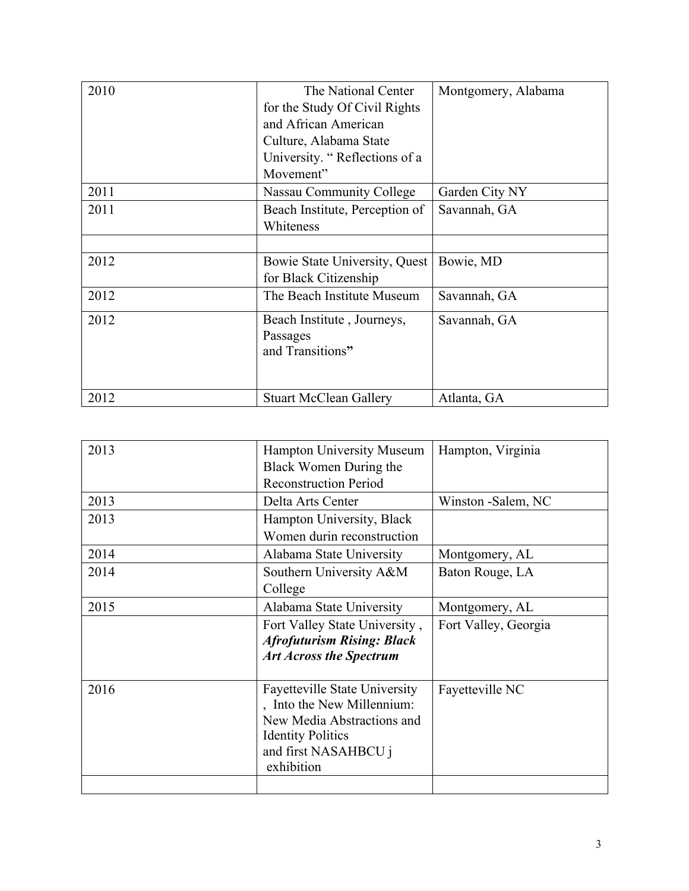| 2010 | The National Center for the Study Of Civil Rights and African American Culture, Alabama State University. " Reflections of a Movement" | Montgomery, Alabama |
|---|---|---|
| 2011 | Nassau Community College | Garden City NY |
| 2011 | Beach Institute, Perception of Whiteness | Savannah, GA |
| | | |
| 2012 | Bowie State University, Quest for Black Citizenship | Bowie, MD |
| 2012 | The Beach Institute Museum | Savannah, GA |
| 2012 | Beach Institute , Journeys, Passages and Transitions**"** | Savannah, GA |
| 2012 | Stuart McClean Gallery | Atlanta, GA |

| 2013 | Hampton University Museum Black Women During the Reconstruction Period | Hampton, Virginia |
|---|---|---|
| 2013 | Delta Arts Center | Winston -Salem, NC |
| 2013 | Hampton University, Black Women durin reconstruction | |
| 2014 | Alabama State University | Montgomery, AL |
| 2014 | Southern University A&M College | Baton Rouge, LA |
| 2015 | Alabama State University | Montgomery, AL |
| | Fort Valley State University , ***Afrofuturism Rising: Black Art Across the Spectrum*** | Fort Valley, Georgia |
| 2016 | Fayetteville State University , Into the New Millennium: New Media Abstractions and Identity Politics and first NASAHBCU j exhibition | Fayetteville NC |
| | | |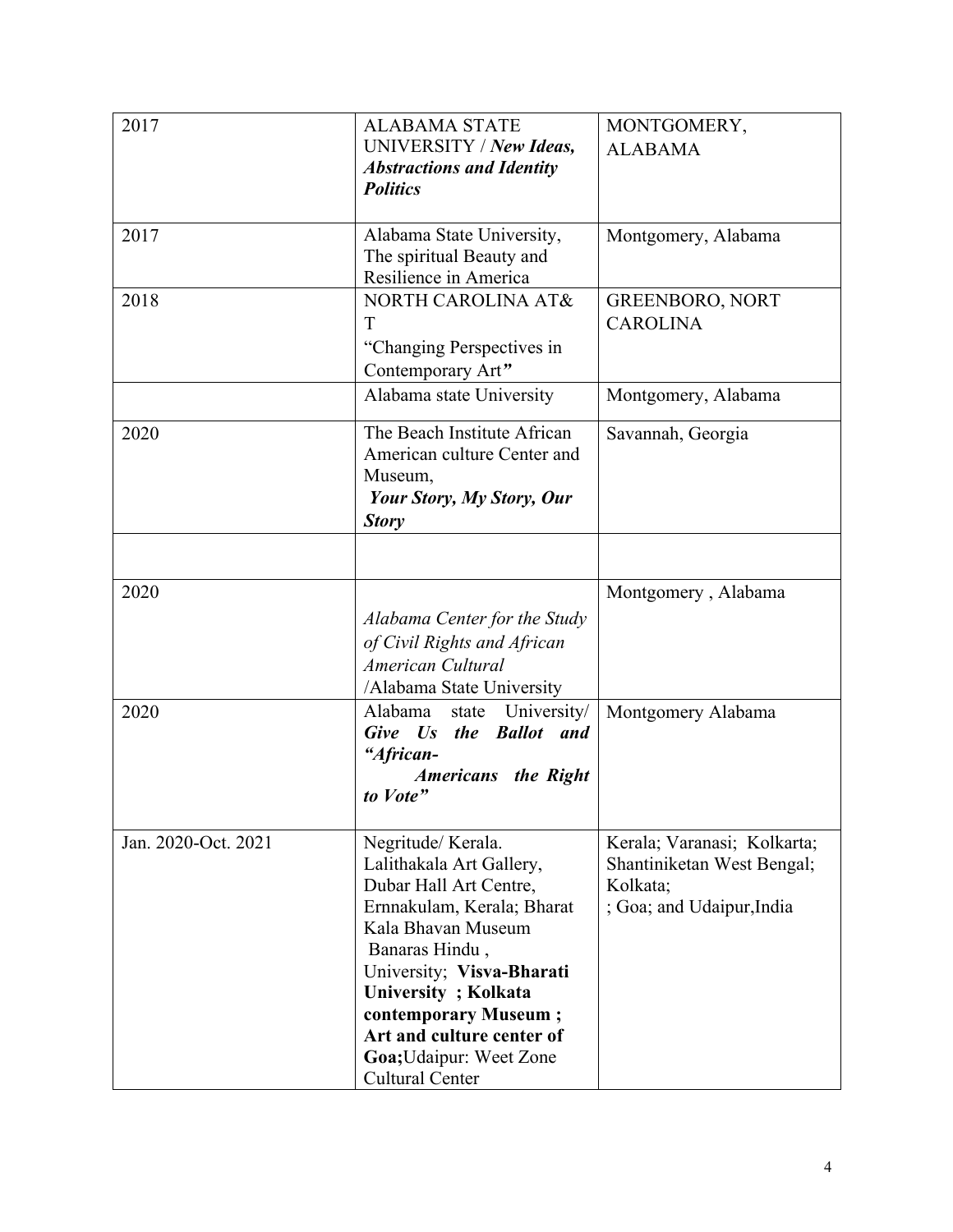| | | |
|---|---|---|
| 2017 | ALABAMA STATE UNIVERSITY / ***New Ideas, Abstractions and Identity Politics*** | MONTGOMERY, ALABAMA |
| 2017 | Alabama State University, The spiritual Beauty and Resilience in America | Montgomery, Alabama |
| 2018 | NORTH CAROLINA AT& T "Changing Perspectives in Contemporary Art*"* | GREENBORO, NORT CAROLINA |
| | Alabama state University | Montgomery, Alabama |
| 2020 | The Beach Institute African American culture Center and Museum, ***Your Story, My Story, Our Story*** | Savannah, Georgia |
| | | |
| 2020 | *Alabama Center for the Study of Civil Rights and African American Cultural* /Alabama State University | Montgomery , Alabama |
| 2020 | Alabama state University/ ***Give Us the Ballot and "African- Americans the Right to Vote"*** | Montgomery Alabama |
| Jan. 2020-Oct. 2021 | Negritude/ Kerala. Lalithakala Art Gallery, Dubar Hall Art Centre, Ernnakulam, Kerala; Bharat Kala Bhavan Museum Banaras Hindu , University; **Visva-Bharati University ; Kolkata contemporary Museum ; Art and culture center of Goa;**Udaipur: Weet Zone Cultural Center | Kerala; Varanasi; Kolkarta; Shantiniketan West Bengal; Kolkata; ; Goa; and Udaipur,India |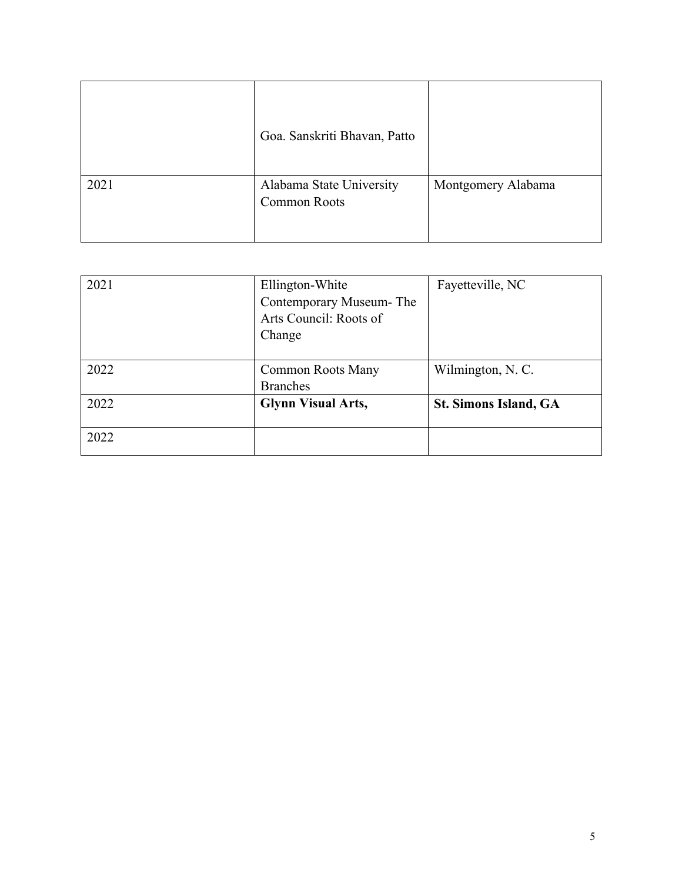| | | |
|---|---|---|
| | Goa. Sanskriti Bhavan, Patto | |
| 2021 | Alabama State University Common Roots | Montgomery Alabama |

| | | |
|---|---|---|
| 2021 | Ellington-White Contemporary Museum- The Arts Council: Roots of Change | Fayetteville, NC |
| 2022 | Common Roots Many Branches | Wilmington, N. C. |
| 2022 | **Glynn Visual Arts,** | **St. Simons Island, GA** |
| 2022 | | |